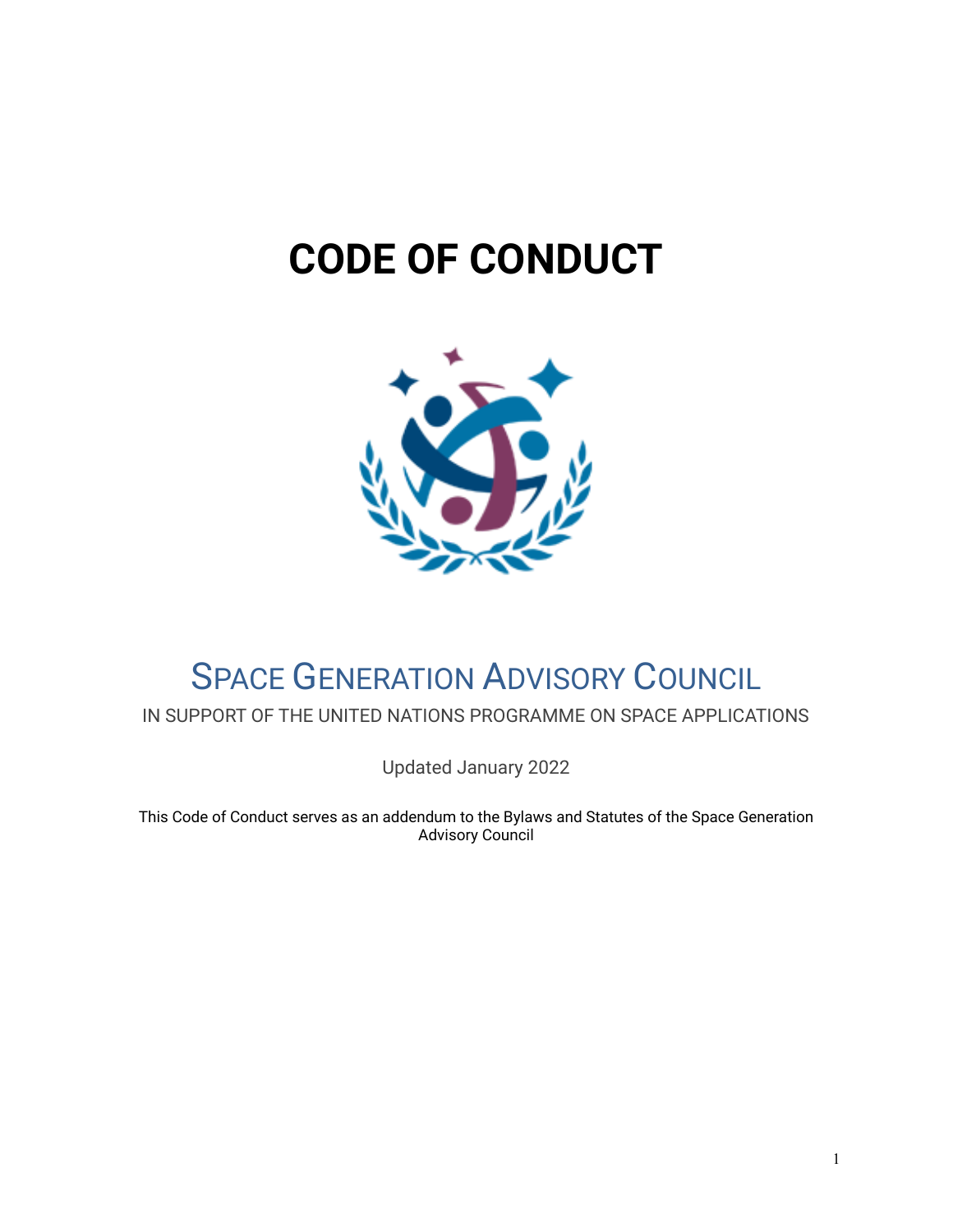# CODE OF CONDUCT

## Space Generation Advisory Council

IN SUPPORT OF THE UNITED NATIONS PROGRAMME ON SPACE APPLICATIONS

Updated January 2022

This Code of Conduct serves as an addendum to the Bylaws and Statutes of the Space Generation Advisory Council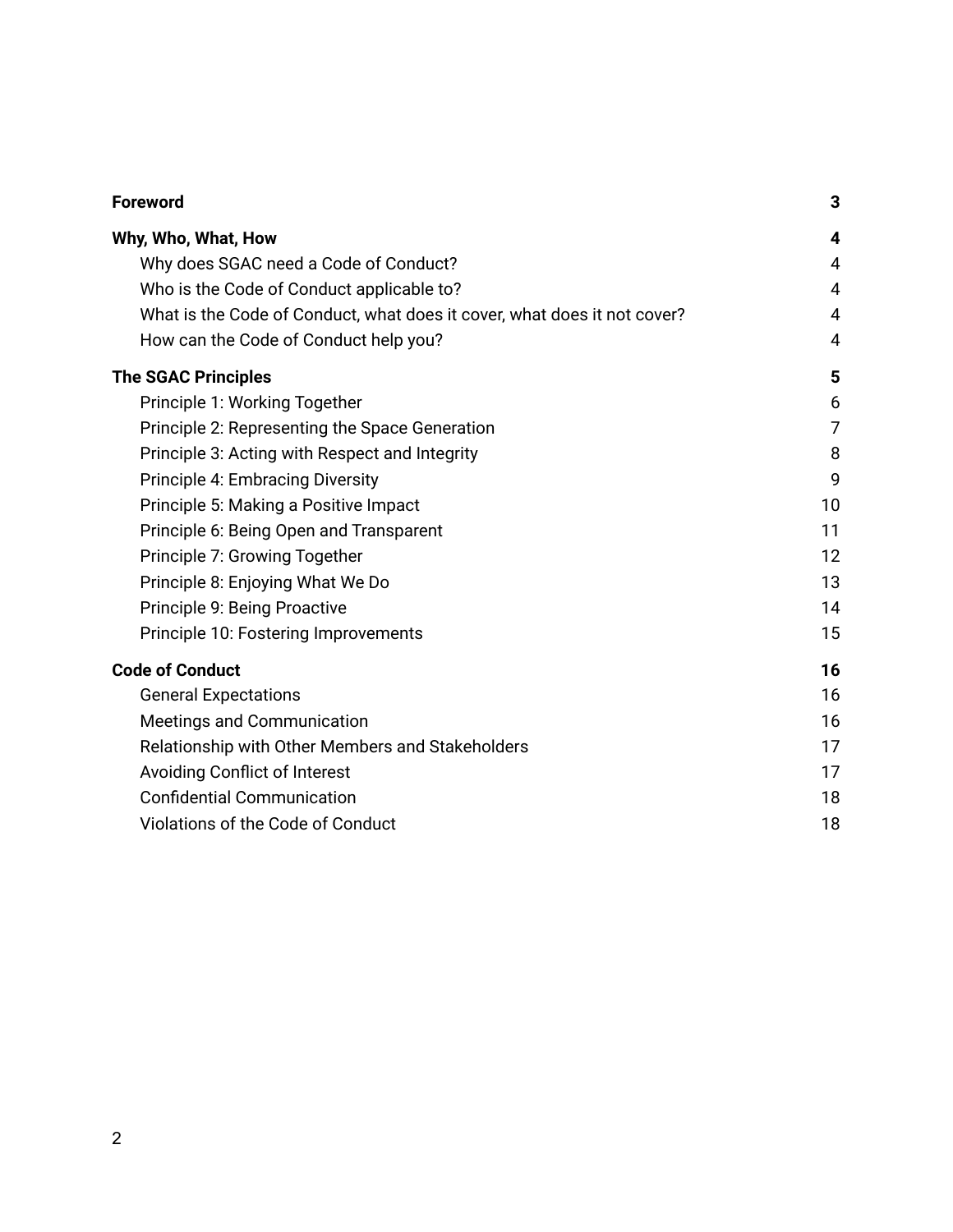| | |
|---|---|
| **Foreword** | **3** |
| **Why, Who, What, How** | **4** |
| Why does SGAC need a Code of Conduct? | 4 |
| Who is the Code of Conduct applicable to? | 4 |
| What is the Code of Conduct, what does it cover, what does it not cover? | 4 |
| How can the Code of Conduct help you? | 4 |
| **The SGAC Principles** | **5** |
| Principle 1: Working Together | 6 |
| Principle 2: Representing the Space Generation | 7 |
| Principle 3: Acting with Respect and Integrity | 8 |
| Principle 4: Embracing Diversity | 9 |
| Principle 5: Making a Positive Impact | 10 |
| Principle 6: Being Open and Transparent | 11 |
| Principle 7: Growing Together | 12 |
| Principle 8: Enjoying What We Do | 13 |
| Principle 9: Being Proactive | 14 |
| Principle 10: Fostering Improvements | 15 |
| **Code of Conduct** | **16** |
| General Expectations | 16 |
| Meetings and Communication | 16 |
| Relationship with Other Members and Stakeholders | 17 |
| Avoiding Conflict of Interest | 17 |
| Confidential Communication | 18 |
| Violations of the Code of Conduct | 18 |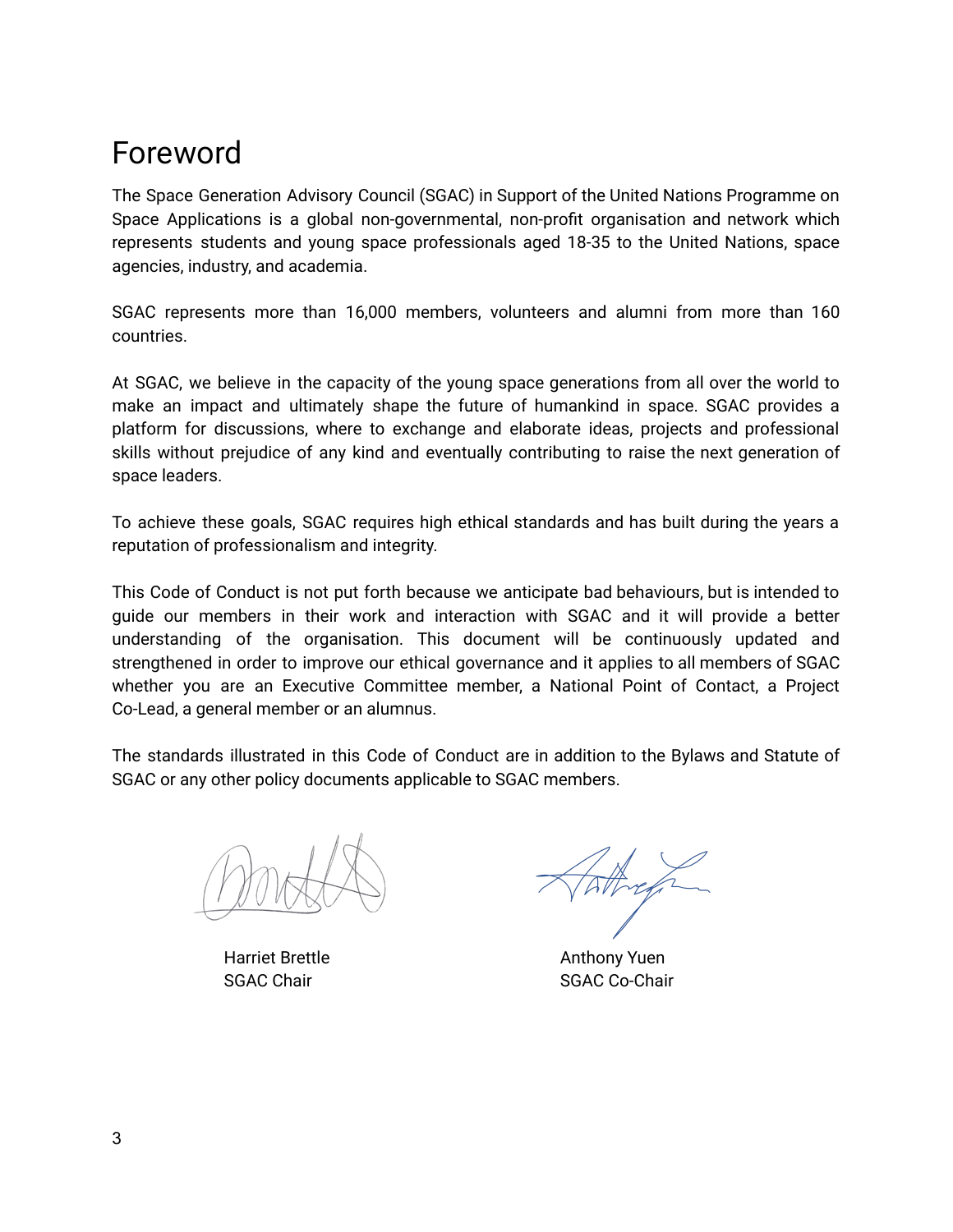# Foreword

The Space Generation Advisory Council (SGAC) in Support of the United Nations Programme on Space Applications is a global non-governmental, non-profit organisation and network which represents students and young space professionals aged 18-35 to the United Nations, space agencies, industry, and academia.

SGAC represents more than 16,000 members, volunteers and alumni from more than 160 countries.

At SGAC, we believe in the capacity of the young space generations from all over the world to make an impact and ultimately shape the future of humankind in space. SGAC provides a platform for discussions, where to exchange and elaborate ideas, projects and professional skills without prejudice of any kind and eventually contributing to raise the next generation of space leaders.

To achieve these goals, SGAC requires high ethical standards and has built during the years a reputation of professionalism and integrity.

This Code of Conduct is not put forth because we anticipate bad behaviours, but is intended to guide our members in their work and interaction with SGAC and it will provide a better understanding of the organisation. This document will be continuously updated and strengthened in order to improve our ethical governance and it applies to all members of SGAC whether you are an Executive Committee member, a National Point of Contact, a Project Co-Lead, a general member or an alumnus.

The standards illustrated in this Code of Conduct are in addition to the Bylaws and Statute of SGAC or any other policy documents applicable to SGAC members.

Harriet Brettle
SGAC Chair

Anthony Yuen
SGAC Co-Chair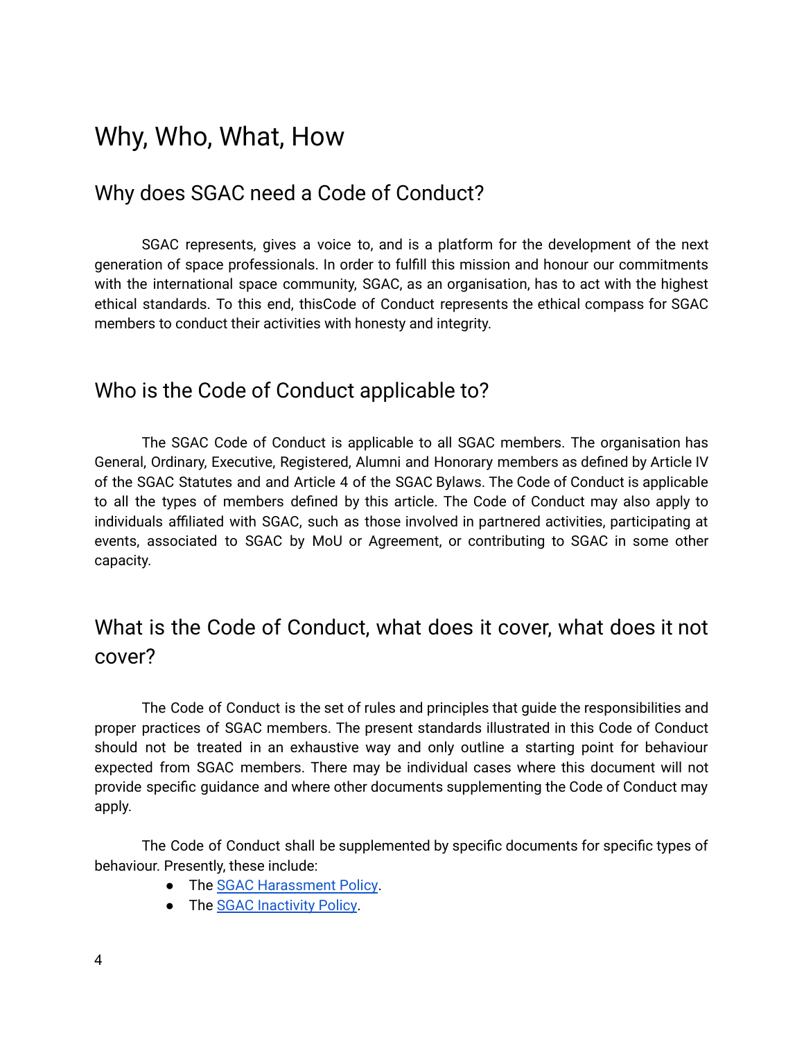# Why, Who, What, How

## Why does SGAC need a Code of Conduct?

SGAC represents, gives a voice to, and is a platform for the development of the next generation of space professionals. In order to fulfill this mission and honour our commitments with the international space community, SGAC, as an organisation, has to act with the highest ethical standards. To this end, thisCode of Conduct represents the ethical compass for SGAC members to conduct their activities with honesty and integrity.

## Who is the Code of Conduct applicable to?

The SGAC Code of Conduct is applicable to all SGAC members. The organisation has General, Ordinary, Executive, Registered, Alumni and Honorary members as defined by Article IV of the SGAC Statutes and and Article 4 of the SGAC Bylaws. The Code of Conduct is applicable to all the types of members defined by this article. The Code of Conduct may also apply to individuals affiliated with SGAC, such as those involved in partnered activities, participating at events, associated to SGAC by MoU or Agreement, or contributing to SGAC in some other capacity.

## What is the Code of Conduct, what does it cover, what does it not cover?

The Code of Conduct is the set of rules and principles that guide the responsibilities and proper practices of SGAC members. The present standards illustrated in this Code of Conduct should not be treated in an exhaustive way and only outline a starting point for behaviour expected from SGAC members. There may be individual cases where this document will not provide specific guidance and where other documents supplementing the Code of Conduct may apply.

The Code of Conduct shall be supplemented by specific documents for specific types of behaviour. Presently, these include:

- The SGAC Harassment Policy.
- The SGAC Inactivity Policy.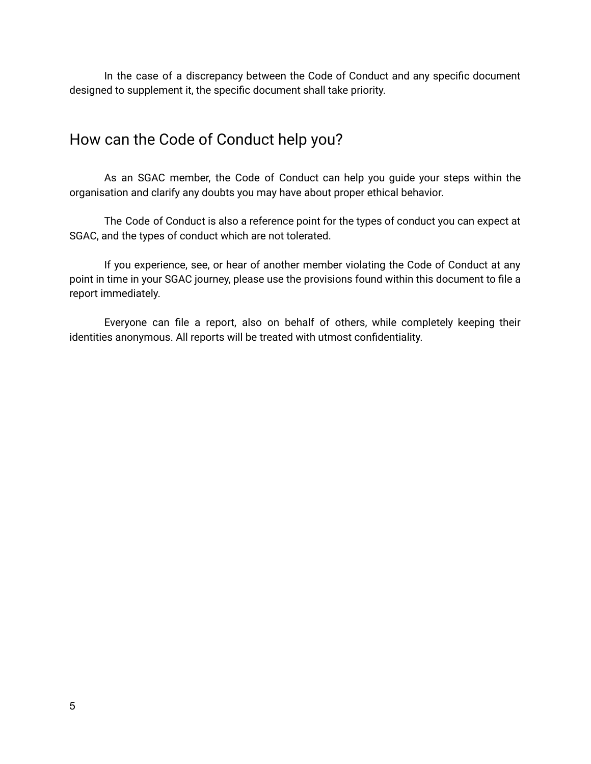In the case of a discrepancy between the Code of Conduct and any specific document designed to supplement it, the specific document shall take priority.

## How can the Code of Conduct help you?

As an SGAC member, the Code of Conduct can help you guide your steps within the organisation and clarify any doubts you may have about proper ethical behavior.

The Code of Conduct is also a reference point for the types of conduct you can expect at SGAC, and the types of conduct which are not tolerated.

If you experience, see, or hear of another member violating the Code of Conduct at any point in time in your SGAC journey, please use the provisions found within this document to file a report immediately.

Everyone can file a report, also on behalf of others, while completely keeping their identities anonymous. All reports will be treated with utmost confidentiality.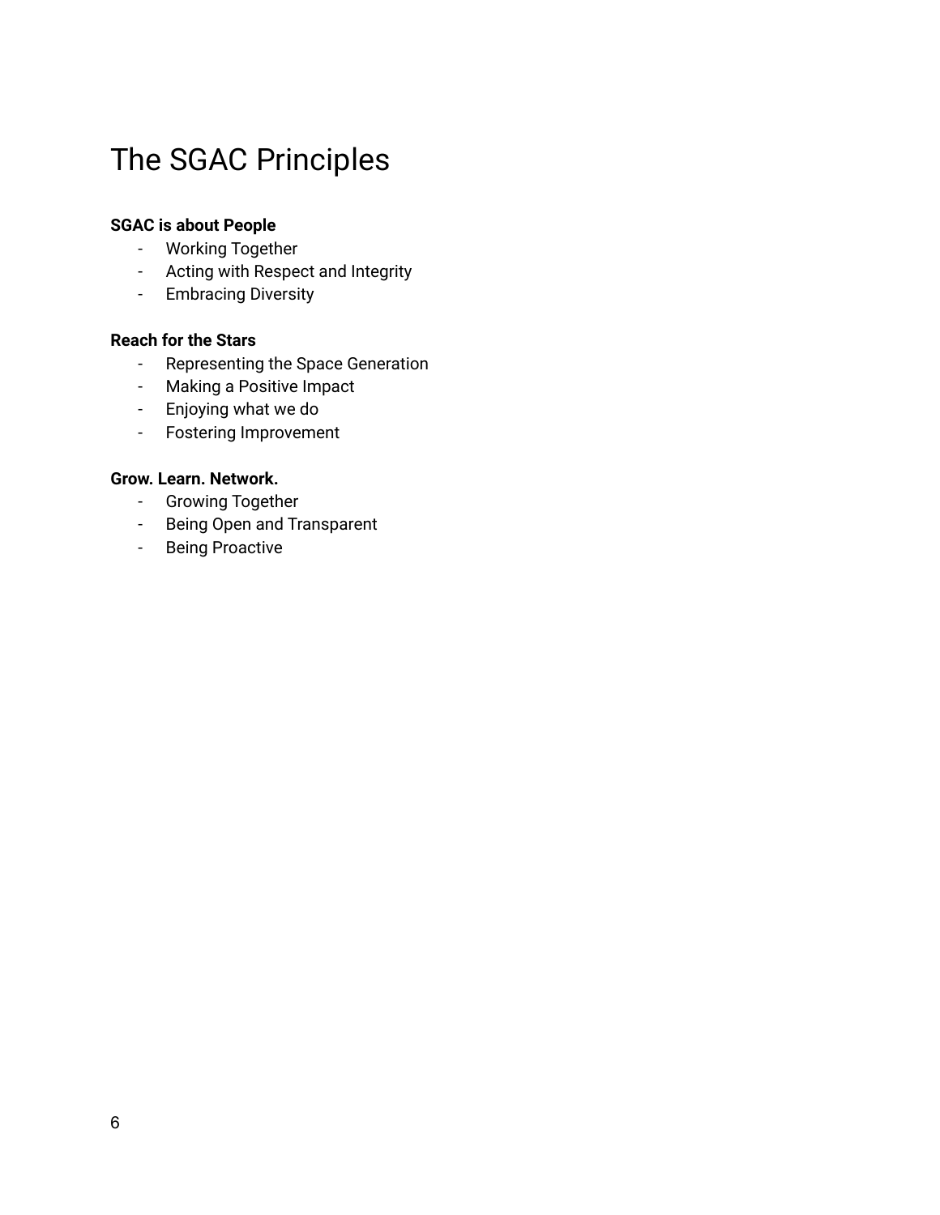# The SGAC Principles

**SGAC is about People**

- Working Together
- Acting with Respect and Integrity
- Embracing Diversity

**Reach for the Stars**

- Representing the Space Generation
- Making a Positive Impact
- Enjoying what we do
- Fostering Improvement

**Grow. Learn. Network.**

- Growing Together
- Being Open and Transparent
- Being Proactive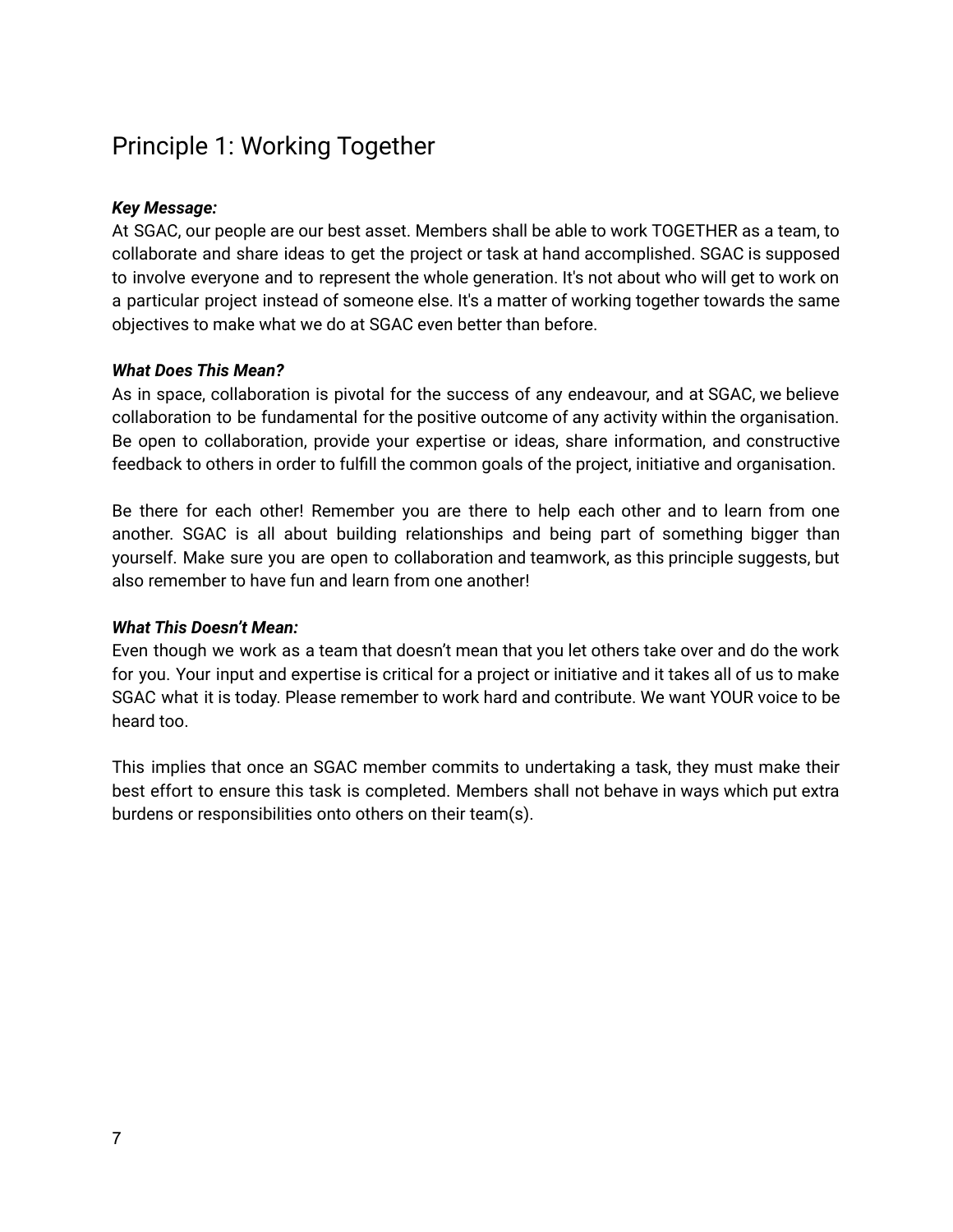## Principle 1: Working Together

***Key Message:***

At SGAC, our people are our best asset. Members shall be able to work TOGETHER as a team, to collaborate and share ideas to get the project or task at hand accomplished. SGAC is supposed to involve everyone and to represent the whole generation. It's not about who will get to work on a particular project instead of someone else. It's a matter of working together towards the same objectives to make what we do at SGAC even better than before.

***What Does This Mean?***

As in space, collaboration is pivotal for the success of any endeavour, and at SGAC, we believe collaboration to be fundamental for the positive outcome of any activity within the organisation. Be open to collaboration, provide your expertise or ideas, share information, and constructive feedback to others in order to fulfill the common goals of the project, initiative and organisation.

Be there for each other! Remember you are there to help each other and to learn from one another. SGAC is all about building relationships and being part of something bigger than yourself. Make sure you are open to collaboration and teamwork, as this principle suggests, but also remember to have fun and learn from one another!

***What This Doesn't Mean:***

Even though we work as a team that doesn't mean that you let others take over and do the work for you. Your input and expertise is critical for a project or initiative and it takes all of us to make SGAC what it is today. Please remember to work hard and contribute. We want YOUR voice to be heard too.

This implies that once an SGAC member commits to undertaking a task, they must make their best effort to ensure this task is completed. Members shall not behave in ways which put extra burdens or responsibilities onto others on their team(s).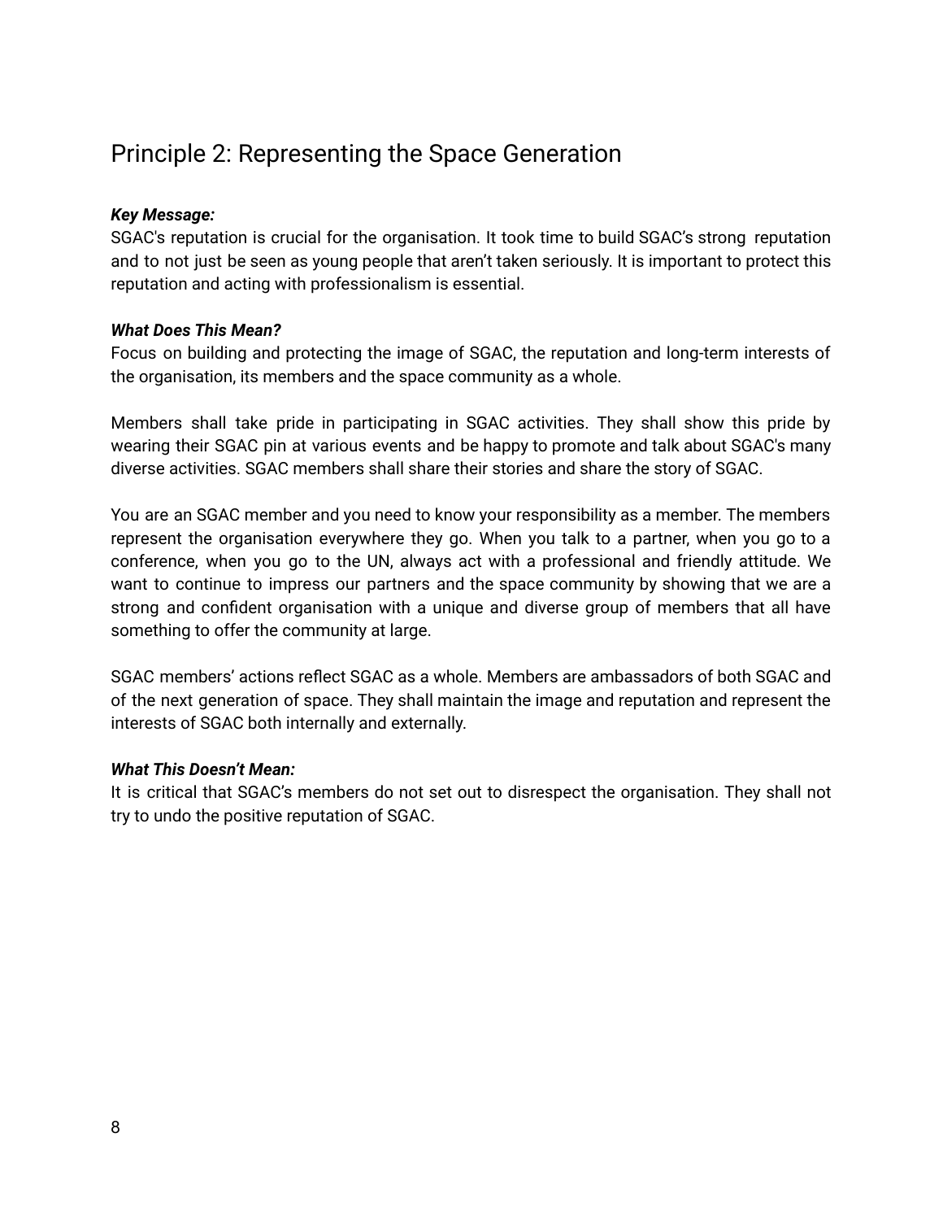## Principle 2: Representing the Space Generation

***Key Message:***
SGAC's reputation is crucial for the organisation. It took time to build SGAC's strong reputation and to not just be seen as young people that aren't taken seriously. It is important to protect this reputation and acting with professionalism is essential.

***What Does This Mean?***
Focus on building and protecting the image of SGAC, the reputation and long-term interests of the organisation, its members and the space community as a whole.

Members shall take pride in participating in SGAC activities. They shall show this pride by wearing their SGAC pin at various events and be happy to promote and talk about SGAC's many diverse activities. SGAC members shall share their stories and share the story of SGAC.

You are an SGAC member and you need to know your responsibility as a member. The members represent the organisation everywhere they go. When you talk to a partner, when you go to a conference, when you go to the UN, always act with a professional and friendly attitude. We want to continue to impress our partners and the space community by showing that we are a strong and confident organisation with a unique and diverse group of members that all have something to offer the community at large.

SGAC members' actions reflect SGAC as a whole. Members are ambassadors of both SGAC and of the next generation of space. They shall maintain the image and reputation and represent the interests of SGAC both internally and externally.

***What This Doesn't Mean:***
It is critical that SGAC's members do not set out to disrespect the organisation. They shall not try to undo the positive reputation of SGAC.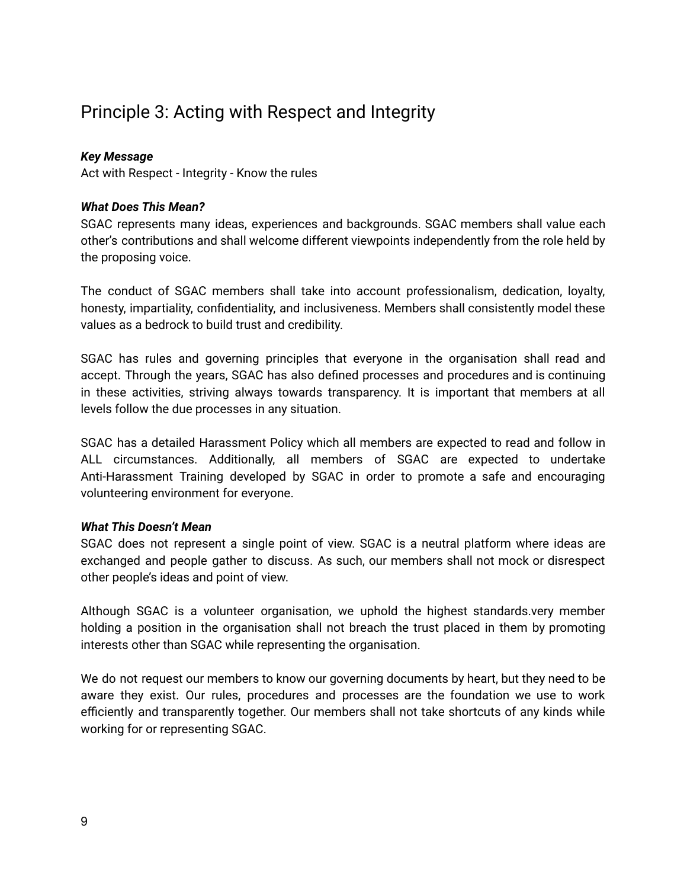## Principle 3: Acting with Respect and Integrity

***Key Message***
Act with Respect - Integrity - Know the rules

***What Does This Mean?***
SGAC represents many ideas, experiences and backgrounds. SGAC members shall value each other's contributions and shall welcome different viewpoints independently from the role held by the proposing voice.

The conduct of SGAC members shall take into account professionalism, dedication, loyalty, honesty, impartiality, confidentiality, and inclusiveness. Members shall consistently model these values as a bedrock to build trust and credibility.

SGAC has rules and governing principles that everyone in the organisation shall read and accept. Through the years, SGAC has also defined processes and procedures and is continuing in these activities, striving always towards transparency. It is important that members at all levels follow the due processes in any situation.

SGAC has a detailed Harassment Policy which all members are expected to read and follow in ALL circumstances. Additionally, all members of SGAC are expected to undertake Anti-Harassment Training developed by SGAC in order to promote a safe and encouraging volunteering environment for everyone.

***What This Doesn't Mean***
SGAC does not represent a single point of view. SGAC is a neutral platform where ideas are exchanged and people gather to discuss. As such, our members shall not mock or disrespect other people's ideas and point of view.

Although SGAC is a volunteer organisation, we uphold the highest standards.very member holding a position in the organisation shall not breach the trust placed in them by promoting interests other than SGAC while representing the organisation.

We do not request our members to know our governing documents by heart, but they need to be aware they exist. Our rules, procedures and processes are the foundation we use to work efficiently and transparently together. Our members shall not take shortcuts of any kinds while working for or representing SGAC.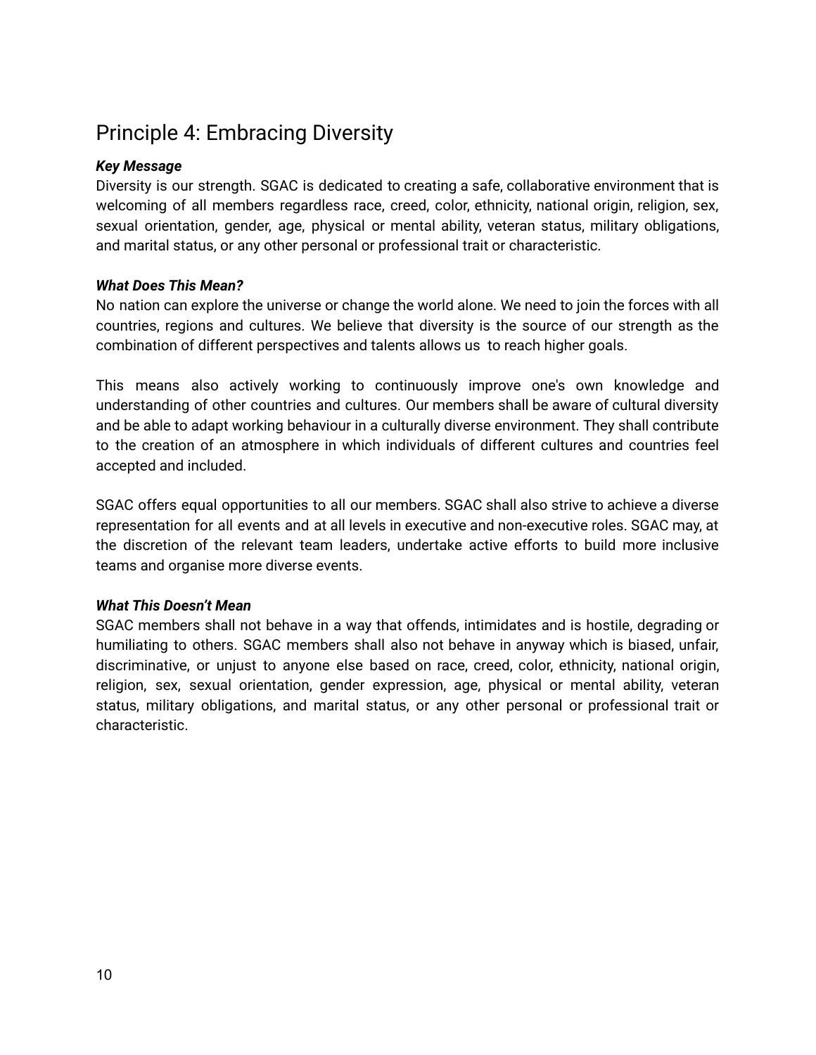## Principle 4: Embracing Diversity

***Key Message***

Diversity is our strength. SGAC is dedicated to creating a safe, collaborative environment that is welcoming of all members regardless race, creed, color, ethnicity, national origin, religion, sex, sexual orientation, gender, age, physical or mental ability, veteran status, military obligations, and marital status, or any other personal or professional trait or characteristic.

***What Does This Mean?***

No nation can explore the universe or change the world alone. We need to join the forces with all countries, regions and cultures. We believe that diversity is the source of our strength as the combination of different perspectives and talents allows us to reach higher goals.

This means also actively working to continuously improve one's own knowledge and understanding of other countries and cultures. Our members shall be aware of cultural diversity and be able to adapt working behaviour in a culturally diverse environment. They shall contribute to the creation of an atmosphere in which individuals of different cultures and countries feel accepted and included.

SGAC offers equal opportunities to all our members. SGAC shall also strive to achieve a diverse representation for all events and at all levels in executive and non-executive roles. SGAC may, at the discretion of the relevant team leaders, undertake active efforts to build more inclusive teams and organise more diverse events.

***What This Doesn't Mean***

SGAC members shall not behave in a way that offends, intimidates and is hostile, degrading or humiliating to others. SGAC members shall also not behave in anyway which is biased, unfair, discriminative, or unjust to anyone else based on race, creed, color, ethnicity, national origin, religion, sex, sexual orientation, gender expression, age, physical or mental ability, veteran status, military obligations, and marital status, or any other personal or professional trait or characteristic.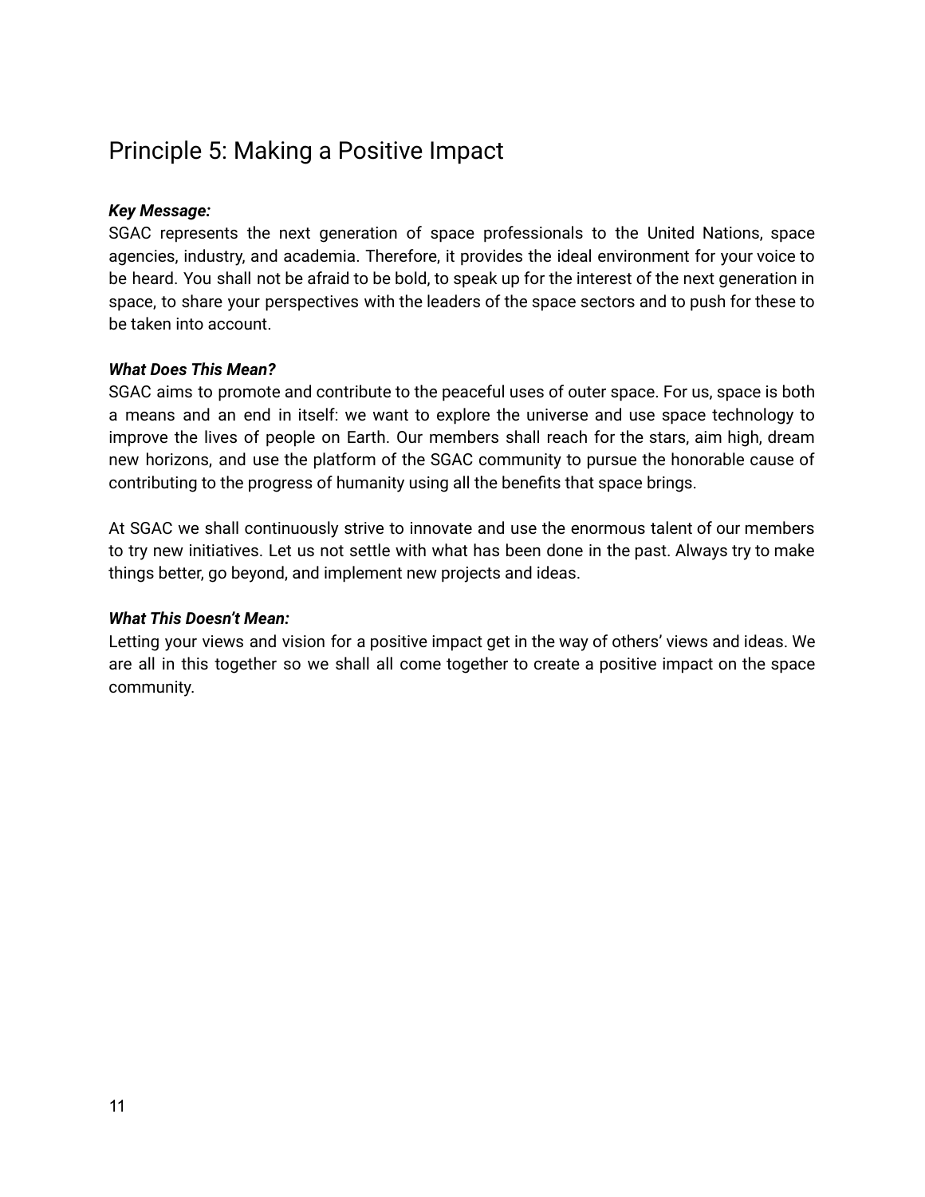## Principle 5: Making a Positive Impact

***Key Message:***
SGAC represents the next generation of space professionals to the United Nations, space agencies, industry, and academia. Therefore, it provides the ideal environment for your voice to be heard. You shall not be afraid to be bold, to speak up for the interest of the next generation in space, to share your perspectives with the leaders of the space sectors and to push for these to be taken into account.

***What Does This Mean?***
SGAC aims to promote and contribute to the peaceful uses of outer space. For us, space is both a means and an end in itself: we want to explore the universe and use space technology to improve the lives of people on Earth. Our members shall reach for the stars, aim high, dream new horizons, and use the platform of the SGAC community to pursue the honorable cause of contributing to the progress of humanity using all the benefits that space brings.

At SGAC we shall continuously strive to innovate and use the enormous talent of our members to try new initiatives. Let us not settle with what has been done in the past. Always try to make things better, go beyond, and implement new projects and ideas.

***What This Doesn't Mean:***
Letting your views and vision for a positive impact get in the way of others' views and ideas. We are all in this together so we shall all come together to create a positive impact on the space community.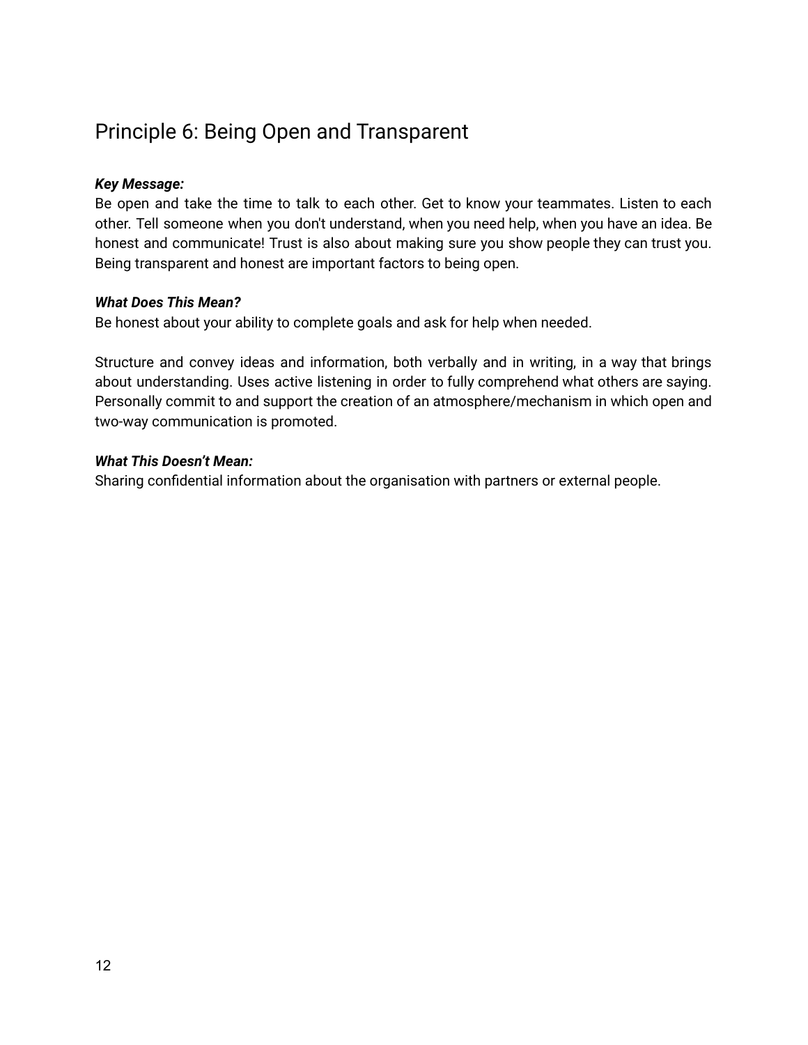## Principle 6: Being Open and Transparent

***Key Message:***
Be open and take the time to talk to each other. Get to know your teammates. Listen to each other. Tell someone when you don't understand, when you need help, when you have an idea. Be honest and communicate! Trust is also about making sure you show people they can trust you. Being transparent and honest are important factors to being open.

***What Does This Mean?***
Be honest about your ability to complete goals and ask for help when needed.

Structure and convey ideas and information, both verbally and in writing, in a way that brings about understanding. Uses active listening in order to fully comprehend what others are saying. Personally commit to and support the creation of an atmosphere/mechanism in which open and two-way communication is promoted.

***What This Doesn't Mean:***
Sharing confidential information about the organisation with partners or external people.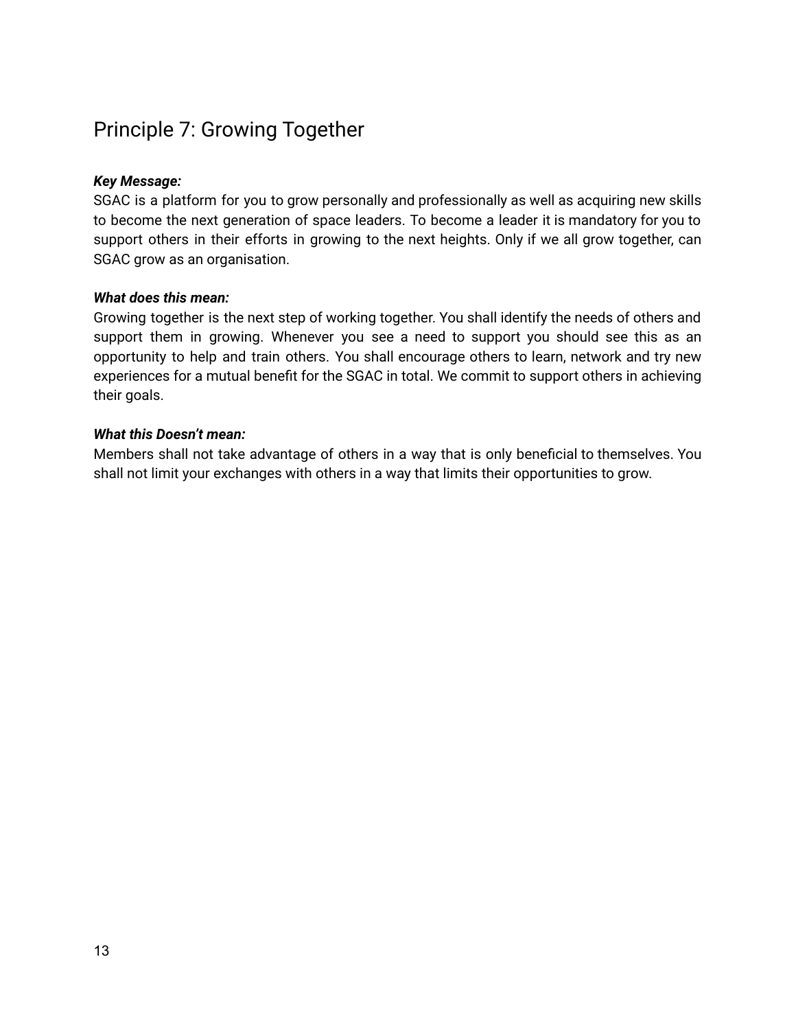## Principle 7: Growing Together

***Key Message:***
SGAC is a platform for you to grow personally and professionally as well as acquiring new skills to become the next generation of space leaders. To become a leader it is mandatory for you to support others in their efforts in growing to the next heights. Only if we all grow together, can SGAC grow as an organisation.

***What does this mean:***
Growing together is the next step of working together. You shall identify the needs of others and support them in growing. Whenever you see a need to support you should see this as an opportunity to help and train others. You shall encourage others to learn, network and try new experiences for a mutual benefit for the SGAC in total. We commit to support others in achieving their goals.

***What this Doesn't mean:***
Members shall not take advantage of others in a way that is only beneficial to themselves. You shall not limit your exchanges with others in a way that limits their opportunities to grow.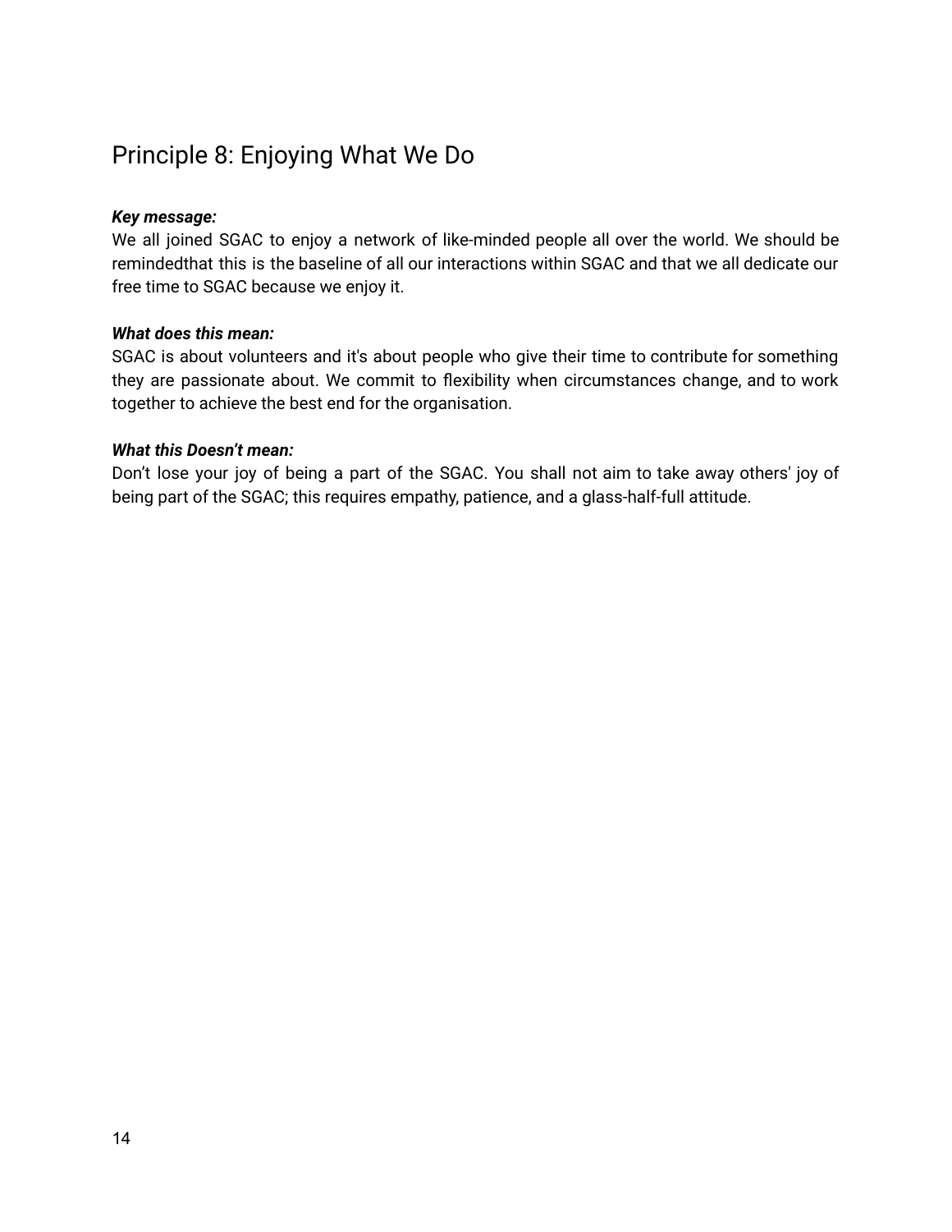# Principle 8: Enjoying What We Do

***Key message:***

We all joined SGAC to enjoy a network of like-minded people all over the world. We should be remindedthat this is the baseline of all our interactions within SGAC and that we all dedicate our free time to SGAC because we enjoy it.

***What does this mean:***

SGAC is about volunteers and it's about people who give their time to contribute for something they are passionate about. We commit to flexibility when circumstances change, and to work together to achieve the best end for the organisation.

***What this Doesn't mean:***

Don't lose your joy of being a part of the SGAC. You shall not aim to take away others' joy of being part of the SGAC; this requires empathy, patience, and a glass-half-full attitude.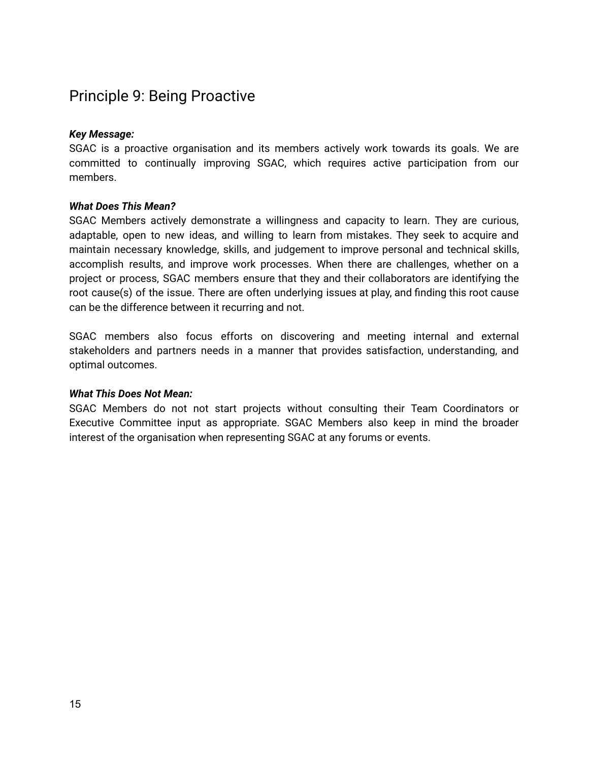## Principle 9: Being Proactive

***Key Message:***
SGAC is a proactive organisation and its members actively work towards its goals. We are committed to continually improving SGAC, which requires active participation from our members.

***What Does This Mean?***
SGAC Members actively demonstrate a willingness and capacity to learn. They are curious, adaptable, open to new ideas, and willing to learn from mistakes. They seek to acquire and maintain necessary knowledge, skills, and judgement to improve personal and technical skills, accomplish results, and improve work processes. When there are challenges, whether on a project or process, SGAC members ensure that they and their collaborators are identifying the root cause(s) of the issue. There are often underlying issues at play, and finding this root cause can be the difference between it recurring and not.

SGAC members also focus efforts on discovering and meeting internal and external stakeholders and partners needs in a manner that provides satisfaction, understanding, and optimal outcomes.

***What This Does Not Mean:***
SGAC Members do not not start projects without consulting their Team Coordinators or Executive Committee input as appropriate. SGAC Members also keep in mind the broader interest of the organisation when representing SGAC at any forums or events.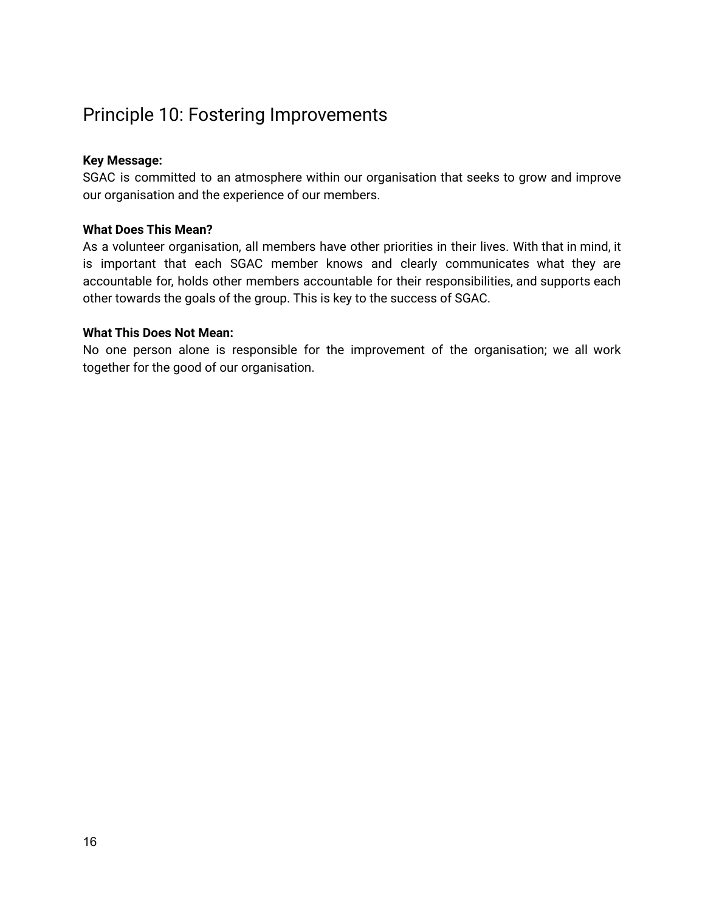## Principle 10: Fostering Improvements

**Key Message:**
SGAC is committed to an atmosphere within our organisation that seeks to grow and improve our organisation and the experience of our members.

**What Does This Mean?**
As a volunteer organisation, all members have other priorities in their lives. With that in mind, it is important that each SGAC member knows and clearly communicates what they are accountable for, holds other members accountable for their responsibilities, and supports each other towards the goals of the group. This is key to the success of SGAC.

**What This Does Not Mean:**
No one person alone is responsible for the improvement of the organisation; we all work together for the good of our organisation.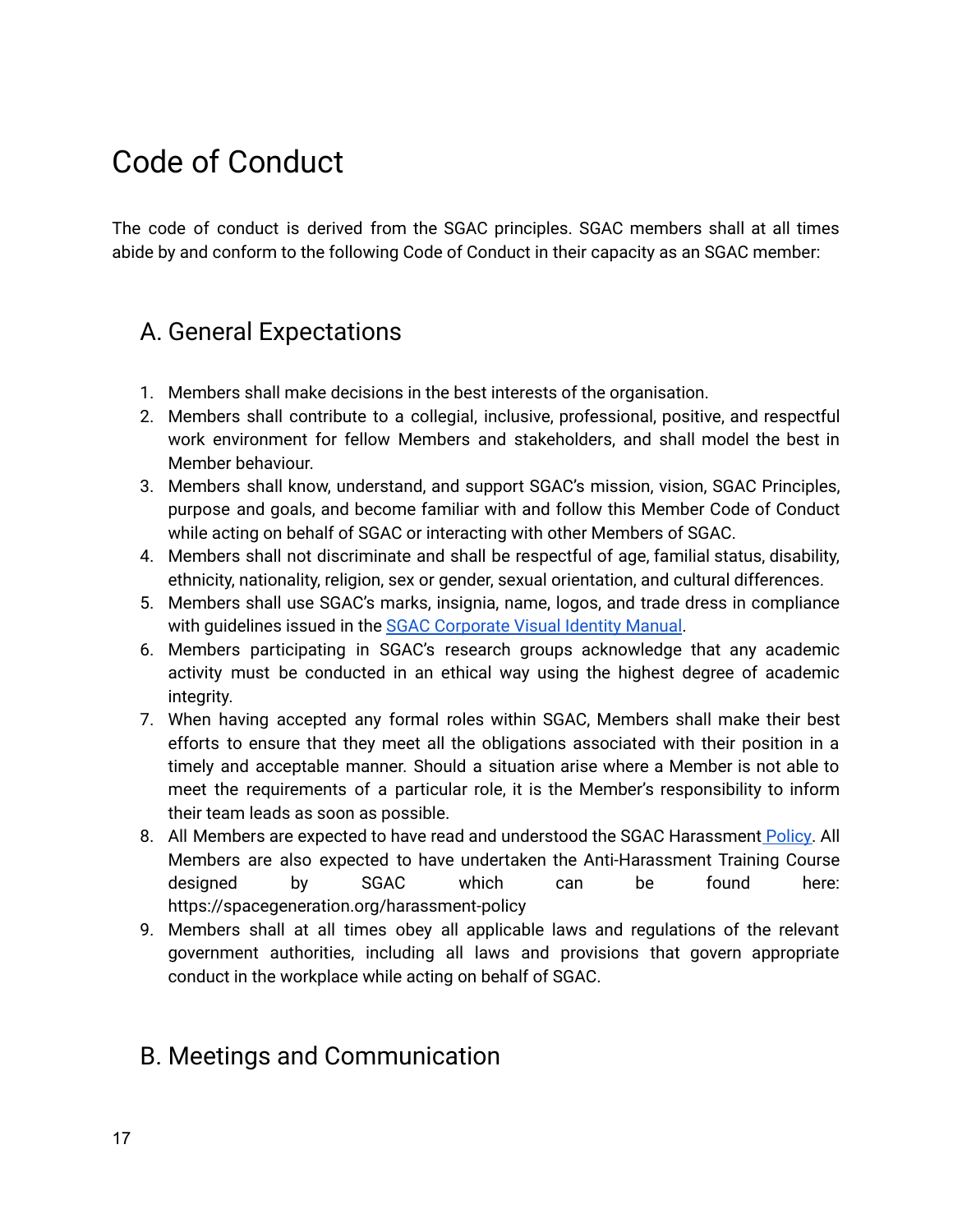# Code of Conduct

The code of conduct is derived from the SGAC principles. SGAC members shall at all times abide by and conform to the following Code of Conduct in their capacity as an SGAC member:

## A. General Expectations

1. Members shall make decisions in the best interests of the organisation.
2. Members shall contribute to a collegial, inclusive, professional, positive, and respectful work environment for fellow Members and stakeholders, and shall model the best in Member behaviour.
3. Members shall know, understand, and support SGAC's mission, vision, SGAC Principles, purpose and goals, and become familiar with and follow this Member Code of Conduct while acting on behalf of SGAC or interacting with other Members of SGAC.
4. Members shall not discriminate and shall be respectful of age, familial status, disability, ethnicity, nationality, religion, sex or gender, sexual orientation, and cultural differences.
5. Members shall use SGAC's marks, insignia, name, logos, and trade dress in compliance with guidelines issued in the SGAC Corporate Visual Identity Manual.
6. Members participating in SGAC's research groups acknowledge that any academic activity must be conducted in an ethical way using the highest degree of academic integrity.
7. When having accepted any formal roles within SGAC, Members shall make their best efforts to ensure that they meet all the obligations associated with their position in a timely and acceptable manner. Should a situation arise where a Member is not able to meet the requirements of a particular role, it is the Member's responsibility to inform their team leads as soon as possible.
8. All Members are expected to have read and understood the SGAC Harassment Policy. All Members are also expected to have undertaken the Anti-Harassment Training Course designed by SGAC which can be found here: https://spacegeneration.org/harassment-policy
9. Members shall at all times obey all applicable laws and regulations of the relevant government authorities, including all laws and provisions that govern appropriate conduct in the workplace while acting on behalf of SGAC.

## B. Meetings and Communication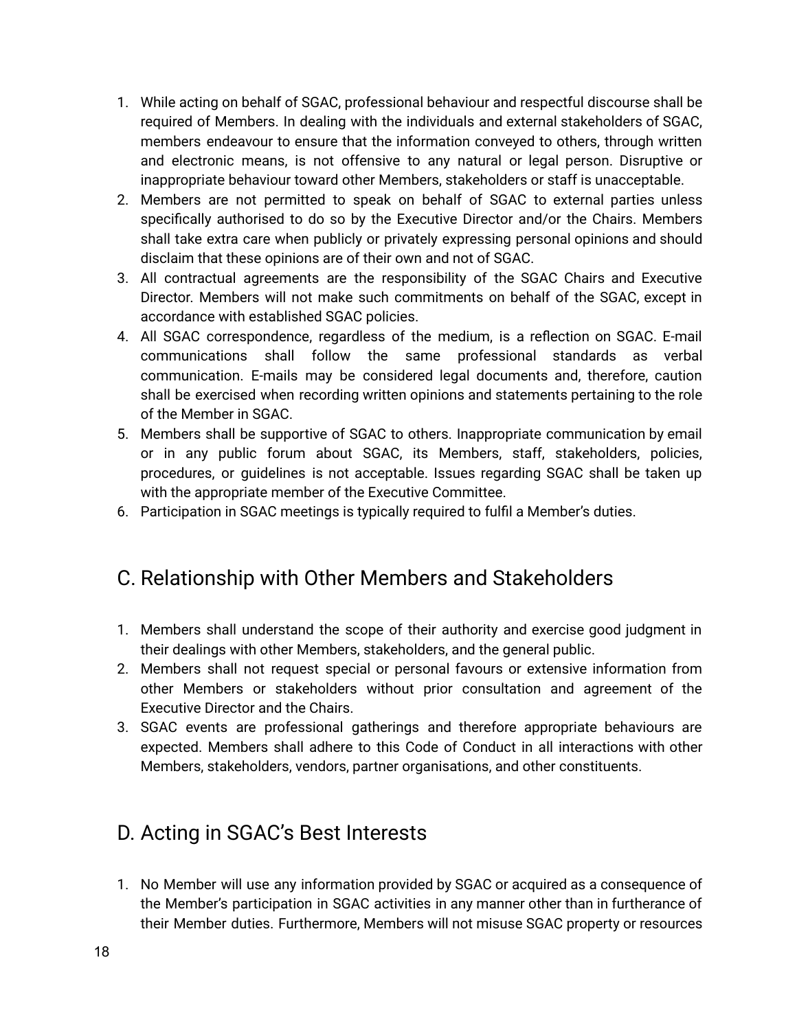1. While acting on behalf of SGAC, professional behaviour and respectful discourse shall be required of Members. In dealing with the individuals and external stakeholders of SGAC, members endeavour to ensure that the information conveyed to others, through written and electronic means, is not offensive to any natural or legal person. Disruptive or inappropriate behaviour toward other Members, stakeholders or staff is unacceptable.
2. Members are not permitted to speak on behalf of SGAC to external parties unless specifically authorised to do so by the Executive Director and/or the Chairs. Members shall take extra care when publicly or privately expressing personal opinions and should disclaim that these opinions are of their own and not of SGAC.
3. All contractual agreements are the responsibility of the SGAC Chairs and Executive Director. Members will not make such commitments on behalf of the SGAC, except in accordance with established SGAC policies.
4. All SGAC correspondence, regardless of the medium, is a reflection on SGAC. E-mail communications shall follow the same professional standards as verbal communication. E-mails may be considered legal documents and, therefore, caution shall be exercised when recording written opinions and statements pertaining to the role of the Member in SGAC.
5. Members shall be supportive of SGAC to others. Inappropriate communication by email or in any public forum about SGAC, its Members, staff, stakeholders, policies, procedures, or guidelines is not acceptable. Issues regarding SGAC shall be taken up with the appropriate member of the Executive Committee.
6. Participation in SGAC meetings is typically required to fulfil a Member's duties.

## C. Relationship with Other Members and Stakeholders

1. Members shall understand the scope of their authority and exercise good judgment in their dealings with other Members, stakeholders, and the general public.
2. Members shall not request special or personal favours or extensive information from other Members or stakeholders without prior consultation and agreement of the Executive Director and the Chairs.
3. SGAC events are professional gatherings and therefore appropriate behaviours are expected. Members shall adhere to this Code of Conduct in all interactions with other Members, stakeholders, vendors, partner organisations, and other constituents.

## D. Acting in SGAC's Best Interests

1. No Member will use any information provided by SGAC or acquired as a consequence of the Member's participation in SGAC activities in any manner other than in furtherance of their Member duties. Furthermore, Members will not misuse SGAC property or resources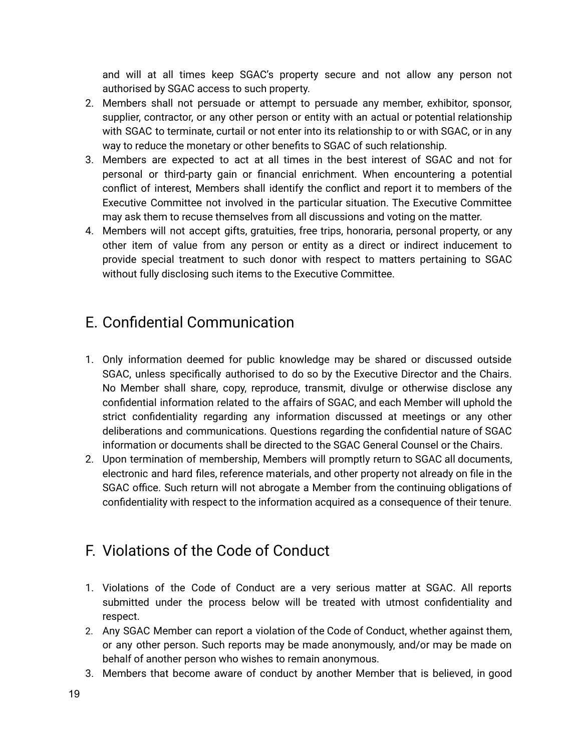and will at all times keep SGAC's property secure and not allow any person not authorised by SGAC access to such property.

2. Members shall not persuade or attempt to persuade any member, exhibitor, sponsor, supplier, contractor, or any other person or entity with an actual or potential relationship with SGAC to terminate, curtail or not enter into its relationship to or with SGAC, or in any way to reduce the monetary or other benefits to SGAC of such relationship.
3. Members are expected to act at all times in the best interest of SGAC and not for personal or third-party gain or financial enrichment. When encountering a potential conflict of interest, Members shall identify the conflict and report it to members of the Executive Committee not involved in the particular situation. The Executive Committee may ask them to recuse themselves from all discussions and voting on the matter.
4. Members will not accept gifts, gratuities, free trips, honoraria, personal property, or any other item of value from any person or entity as a direct or indirect inducement to provide special treatment to such donor with respect to matters pertaining to SGAC without fully disclosing such items to the Executive Committee.

## E. Confidential Communication

1. Only information deemed for public knowledge may be shared or discussed outside SGAC, unless specifically authorised to do so by the Executive Director and the Chairs. No Member shall share, copy, reproduce, transmit, divulge or otherwise disclose any confidential information related to the affairs of SGAC, and each Member will uphold the strict confidentiality regarding any information discussed at meetings or any other deliberations and communications. Questions regarding the confidential nature of SGAC information or documents shall be directed to the SGAC General Counsel or the Chairs.
2. Upon termination of membership, Members will promptly return to SGAC all documents, electronic and hard files, reference materials, and other property not already on file in the SGAC office. Such return will not abrogate a Member from the continuing obligations of confidentiality with respect to the information acquired as a consequence of their tenure.

## F. Violations of the Code of Conduct

1. Violations of the Code of Conduct are a very serious matter at SGAC. All reports submitted under the process below will be treated with utmost confidentiality and respect.
2. Any SGAC Member can report a violation of the Code of Conduct, whether against them, or any other person. Such reports may be made anonymously, and/or may be made on behalf of another person who wishes to remain anonymous.
3. Members that become aware of conduct by another Member that is believed, in good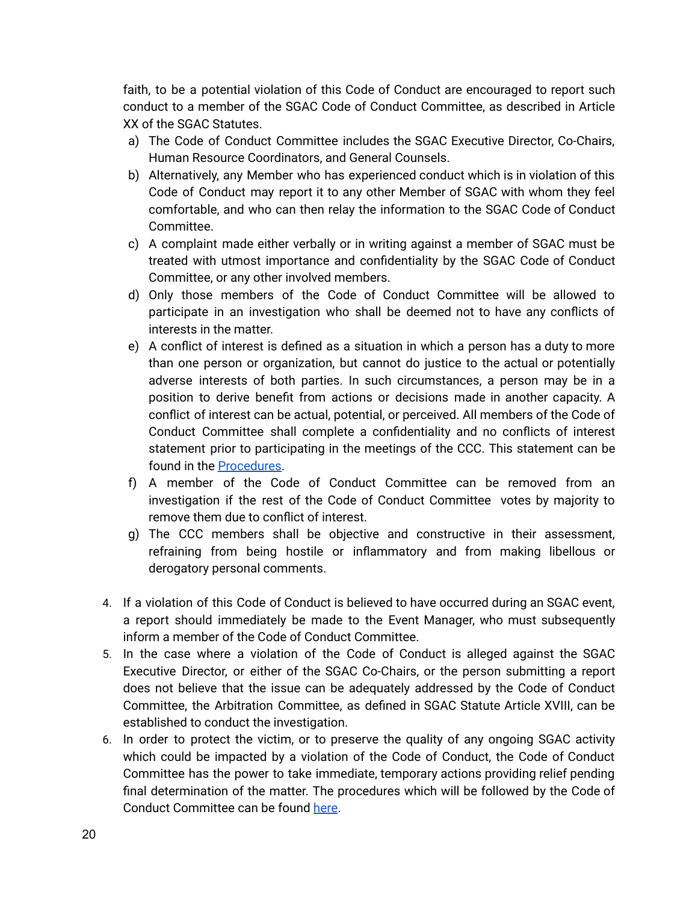faith, to be a potential violation of this Code of Conduct are encouraged to report such conduct to a member of the SGAC Code of Conduct Committee, as described in Article XX of the SGAC Statutes.

a) The Code of Conduct Committee includes the SGAC Executive Director, Co-Chairs, Human Resource Coordinators, and General Counsels.
b) Alternatively, any Member who has experienced conduct which is in violation of this Code of Conduct may report it to any other Member of SGAC with whom they feel comfortable, and who can then relay the information to the SGAC Code of Conduct Committee.
c) A complaint made either verbally or in writing against a member of SGAC must be treated with utmost importance and confidentiality by the SGAC Code of Conduct Committee, or any other involved members.
d) Only those members of the Code of Conduct Committee will be allowed to participate in an investigation who shall be deemed not to have any conflicts of interests in the matter.
e) A conflict of interest is defined as a situation in which a person has a duty to more than one person or organization, but cannot do justice to the actual or potentially adverse interests of both parties. In such circumstances, a person may be in a position to derive benefit from actions or decisions made in another capacity. A conflict of interest can be actual, potential, or perceived. All members of the Code of Conduct Committee shall complete a confidentiality and no conflicts of interest statement prior to participating in the meetings of the CCC. This statement can be found in the [Procedures](#).
f) A member of the Code of Conduct Committee can be removed from an investigation if the rest of the Code of Conduct Committee votes by majority to remove them due to conflict of interest.
g) The CCC members shall be objective and constructive in their assessment, refraining from being hostile or inflammatory and from making libellous or derogatory personal comments.

4. If a violation of this Code of Conduct is believed to have occurred during an SGAC event, a report should immediately be made to the Event Manager, who must subsequently inform a member of the Code of Conduct Committee.
5. In the case where a violation of the Code of Conduct is alleged against the SGAC Executive Director, or either of the SGAC Co-Chairs, or the person submitting a report does not believe that the issue can be adequately addressed by the Code of Conduct Committee, the Arbitration Committee, as defined in SGAC Statute Article XVIII, can be established to conduct the investigation.
6. In order to protect the victim, or to preserve the quality of any ongoing SGAC activity which could be impacted by a violation of the Code of Conduct, the Code of Conduct Committee has the power to take immediate, temporary actions providing relief pending final determination of the matter. The procedures which will be followed by the Code of Conduct Committee can be found [here](#).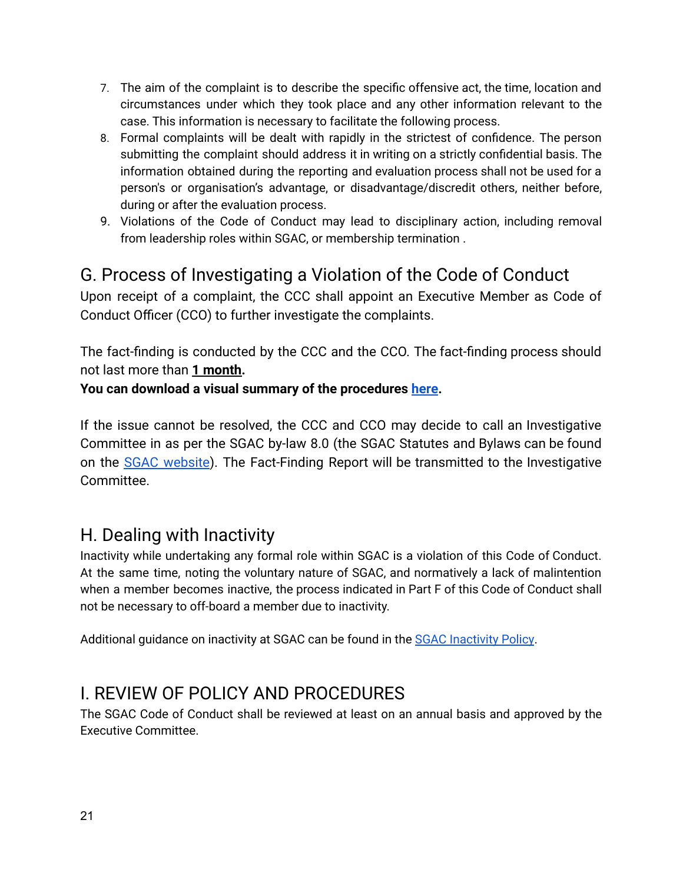7. The aim of the complaint is to describe the specific offensive act, the time, location and circumstances under which they took place and any other information relevant to the case. This information is necessary to facilitate the following process.
8. Formal complaints will be dealt with rapidly in the strictest of confidence. The person submitting the complaint should address it in writing on a strictly confidential basis. The information obtained during the reporting and evaluation process shall not be used for a person's or organisation's advantage, or disadvantage/discredit others, neither before, during or after the evaluation process.
9. Violations of the Code of Conduct may lead to disciplinary action, including removal from leadership roles within SGAC, or membership termination .

## G. Process of Investigating a Violation of the Code of Conduct

Upon receipt of a complaint, the CCC shall appoint an Executive Member as Code of Conduct Officer (CCO) to further investigate the complaints.

The fact-finding is conducted by the CCC and the CCO. The fact-finding process should not last more than **1 month.**

**You can download a visual summary of the procedures here.**

If the issue cannot be resolved, the CCC and CCO may decide to call an Investigative Committee in as per the SGAC by-law 8.0 (the SGAC Statutes and Bylaws can be found on the SGAC website). The Fact-Finding Report will be transmitted to the Investigative Committee.

## H. Dealing with Inactivity

Inactivity while undertaking any formal role within SGAC is a violation of this Code of Conduct. At the same time, noting the voluntary nature of SGAC, and normatively a lack of malintention when a member becomes inactive, the process indicated in Part F of this Code of Conduct shall not be necessary to off-board a member due to inactivity.

Additional guidance on inactivity at SGAC can be found in the SGAC Inactivity Policy.

## I. REVIEW OF POLICY AND PROCEDURES

The SGAC Code of Conduct shall be reviewed at least on an annual basis and approved by the Executive Committee.